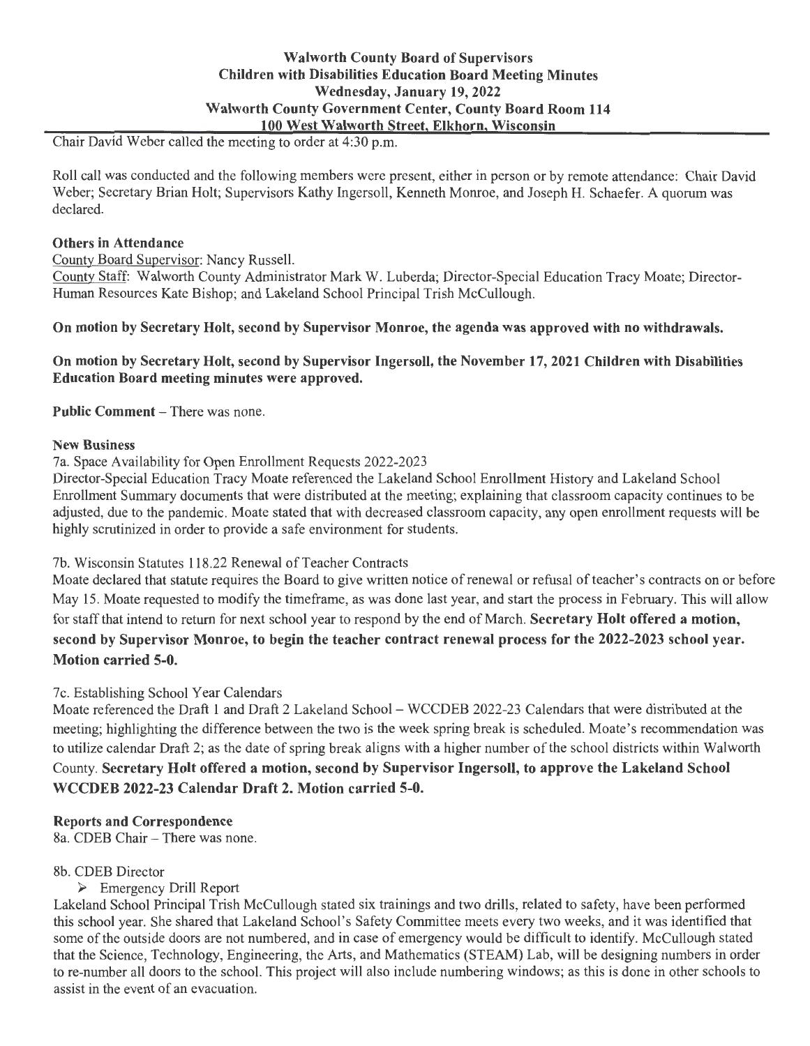# Walworth County Board of Supervisors
## Children with Disabilities Education Board Meeting Minutes
### Wednesday, January 19, 2022
### Walworth County Government Center, County Board Room 114
### 100 West Walworth Street, Elkhorn, Wisconsin

Chair David Weber called the meeting to order at 4:30 p.m.

Roll call was conducted and the following members were present, either in person or by remote attendance: Chair David Weber; Secretary Brian Holt; Supervisors Kathy Ingersoll, Kenneth Monroe, and Joseph H. Schaefer. A quorum was declared.

**Others in Attendance**

County Board Supervisor: Nancy Russell.

County Staff: Walworth County Administrator Mark W. Luberda; Director-Special Education Tracy Moate; Director-Human Resources Kate Bishop; and Lakeland School Principal Trish McCullough.

**On motion by Secretary Holt, second by Supervisor Monroe, the agenda was approved with no withdrawals.**

**On motion by Secretary Holt, second by Supervisor Ingersoll, the November 17, 2021 Children with Disabilities Education Board meeting minutes were approved.**

**Public Comment** – There was none.

**New Business**

7a. Space Availability for Open Enrollment Requests 2022-2023

Director-Special Education Tracy Moate referenced the Lakeland School Enrollment History and Lakeland School Enrollment Summary documents that were distributed at the meeting; explaining that classroom capacity continues to be adjusted, due to the pandemic. Moate stated that with decreased classroom capacity, any open enrollment requests will be highly scrutinized in order to provide a safe environment for students.

7b. Wisconsin Statutes 118.22 Renewal of Teacher Contracts

Moate declared that statute requires the Board to give written notice of renewal or refusal of teacher's contracts on or before May 15. Moate requested to modify the timeframe, as was done last year, and start the process in February. This will allow for staff that intend to return for next school year to respond by the end of March. **Secretary Holt offered a motion, second by Supervisor Monroe, to begin the teacher contract renewal process for the 2022-2023 school year. Motion carried 5-0.**

7c. Establishing School Year Calendars

Moate referenced the Draft 1 and Draft 2 Lakeland School – WCCDEB 2022-23 Calendars that were distributed at the meeting; highlighting the difference between the two is the week spring break is scheduled. Moate's recommendation was to utilize calendar Draft 2; as the date of spring break aligns with a higher number of the school districts within Walworth County. **Secretary Holt offered a motion, second by Supervisor Ingersoll, to approve the Lakeland School WCCDEB 2022-23 Calendar Draft 2. Motion carried 5-0.**

**Reports and Correspondence**

8a. CDEB Chair – There was none.

8b. CDEB Director

- Emergency Drill Report

Lakeland School Principal Trish McCullough stated six trainings and two drills, related to safety, have been performed this school year. She shared that Lakeland School's Safety Committee meets every two weeks, and it was identified that some of the outside doors are not numbered, and in case of emergency would be difficult to identify. McCullough stated that the Science, Technology, Engineering, the Arts, and Mathematics (STEAM) Lab, will be designing numbers in order to re-number all doors to the school. This project will also include numbering windows; as this is done in other schools to assist in the event of an evacuation.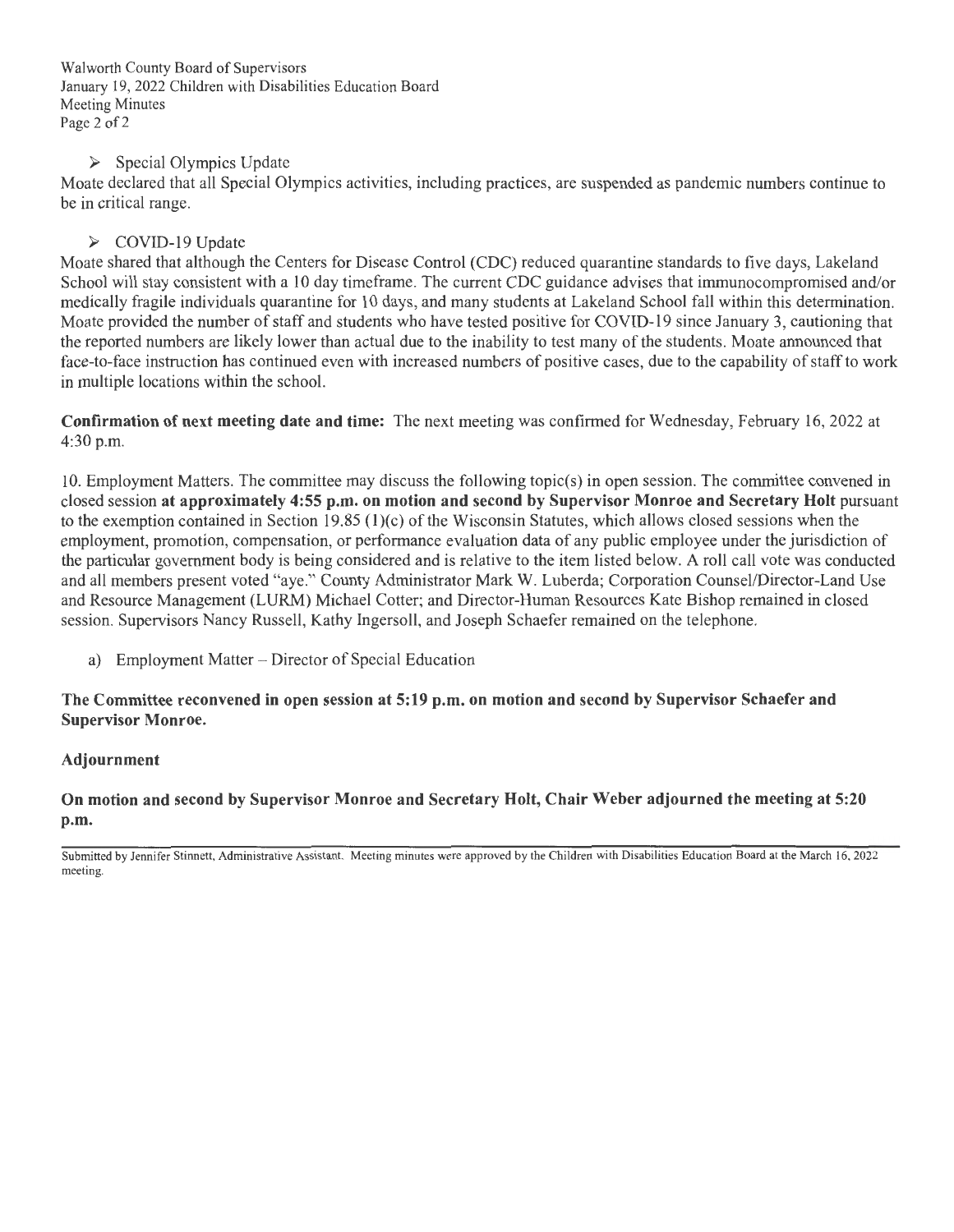- Special Olympics Update

Moate declared that all Special Olympics activities, including practices, are suspended as pandemic numbers continue to be in critical range.

- COVID-19 Update

Moate shared that although the Centers for Disease Control (CDC) reduced quarantine standards to five days, Lakeland School will stay consistent with a 10 day timeframe. The current CDC guidance advises that immunocompromised and/or medically fragile individuals quarantine for 10 days, and many students at Lakeland School fall within this determination. Moate provided the number of staff and students who have tested positive for COVID-19 since January 3, cautioning that the reported numbers are likely lower than actual due to the inability to test many of the students. Moate announced that face-to-face instruction has continued even with increased numbers of positive cases, due to the capability of staff to work in multiple locations within the school.

**Confirmation of next meeting date and time:** The next meeting was confirmed for Wednesday, February 16, 2022 at 4:30 p.m.

10. Employment Matters. The committee may discuss the following topic(s) in open session. The committee convened in closed session **at approximately 4:55 p.m. on motion and second by Supervisor Monroe and Secretary Holt** pursuant to the exemption contained in Section 19.85 (1)(c) of the Wisconsin Statutes, which allows closed sessions when the employment, promotion, compensation, or performance evaluation data of any public employee under the jurisdiction of the particular government body is being considered and is relative to the item listed below. A roll call vote was conducted and all members present voted "aye." County Administrator Mark W. Luberda; Corporation Counsel/Director-Land Use and Resource Management (LURM) Michael Cotter; and Director-Human Resources Kate Bishop remained in closed session. Supervisors Nancy Russell, Kathy Ingersoll, and Joseph Schaefer remained on the telephone.

a) Employment Matter – Director of Special Education

**The Committee reconvened in open session at 5:19 p.m. on motion and second by Supervisor Schaefer and Supervisor Monroe.**

**Adjournment**

**On motion and second by Supervisor Monroe and Secretary Holt, Chair Weber adjourned the meeting at 5:20 p.m.**

Submitted by Jennifer Stinnett, Administrative Assistant. Meeting minutes were approved by the Children with Disabilities Education Board at the March 16, 2022 meeting.